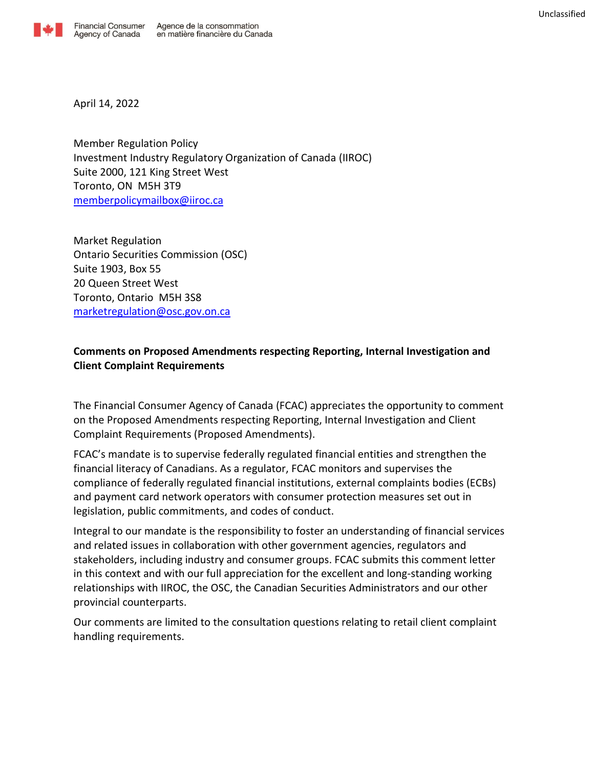Unclassified

Financial Consumer Agency of Canada    Agence de la consommation en matière financière du Canada

April 14, 2022

Member Regulation Policy
Investment Industry Regulatory Organization of Canada (IIROC)
Suite 2000, 121 King Street West
Toronto, ON  M5H 3T9
memberpolicymailbox@iiroc.ca

Market Regulation
Ontario Securities Commission (OSC)
Suite 1903, Box 55
20 Queen Street West
Toronto, Ontario  M5H 3S8
marketregulation@osc.gov.on.ca

**Comments on Proposed Amendments respecting Reporting, Internal Investigation and Client Complaint Requirements**

The Financial Consumer Agency of Canada (FCAC) appreciates the opportunity to comment on the Proposed Amendments respecting Reporting, Internal Investigation and Client Complaint Requirements (Proposed Amendments).

FCAC's mandate is to supervise federally regulated financial entities and strengthen the financial literacy of Canadians. As a regulator, FCAC monitors and supervises the compliance of federally regulated financial institutions, external complaints bodies (ECBs) and payment card network operators with consumer protection measures set out in legislation, public commitments, and codes of conduct.

Integral to our mandate is the responsibility to foster an understanding of financial services and related issues in collaboration with other government agencies, regulators and stakeholders, including industry and consumer groups. FCAC submits this comment letter in this context and with our full appreciation for the excellent and long-standing working relationships with IIROC, the OSC, the Canadian Securities Administrators and our other provincial counterparts.

Our comments are limited to the consultation questions relating to retail client complaint handling requirements.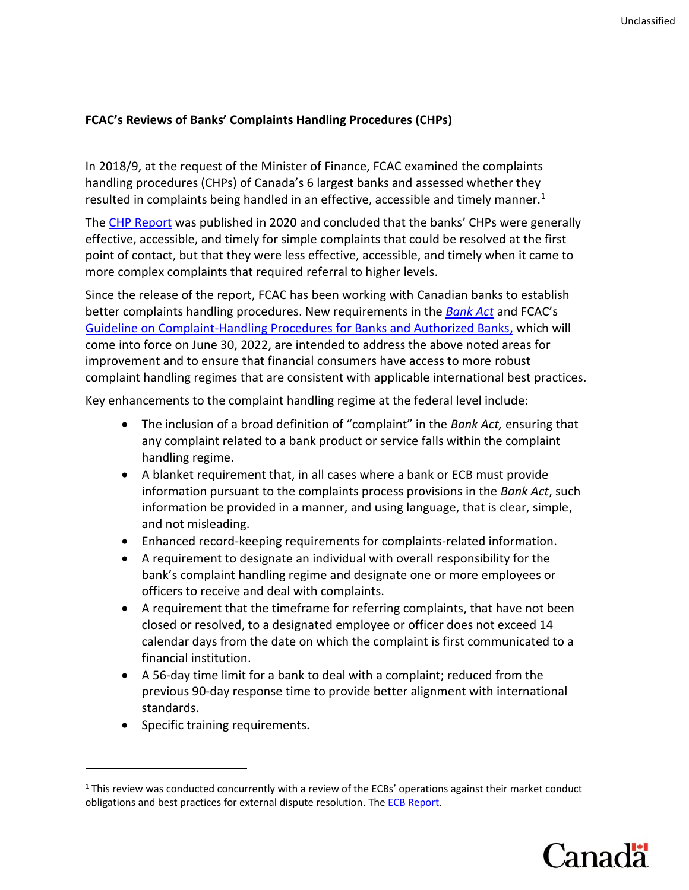**FCAC's Reviews of Banks' Complaints Handling Procedures (CHPs)**

In 2018/9, at the request of the Minister of Finance, FCAC examined the complaints handling procedures (CHPs) of Canada's 6 largest banks and assessed whether they resulted in complaints being handled in an effective, accessible and timely manner.[1]

The CHP Report was published in 2020 and concluded that the banks' CHPs were generally effective, accessible, and timely for simple complaints that could be resolved at the first point of contact, but that they were less effective, accessible, and timely when it came to more complex complaints that required referral to higher levels.

Since the release of the report, FCAC has been working with Canadian banks to establish better complaints handling procedures. New requirements in the *Bank Act* and FCAC's Guideline on Complaint-Handling Procedures for Banks and Authorized Banks, which will come into force on June 30, 2022, are intended to address the above noted areas for improvement and to ensure that financial consumers have access to more robust complaint handling regimes that are consistent with applicable international best practices.

Key enhancements to the complaint handling regime at the federal level include:

- The inclusion of a broad definition of "complaint" in the *Bank Act,* ensuring that any complaint related to a bank product or service falls within the complaint handling regime.
- A blanket requirement that, in all cases where a bank or ECB must provide information pursuant to the complaints process provisions in the *Bank Act*, such information be provided in a manner, and using language, that is clear, simple, and not misleading.
- Enhanced record-keeping requirements for complaints-related information.
- A requirement to designate an individual with overall responsibility for the bank's complaint handling regime and designate one or more employees or officers to receive and deal with complaints.
- A requirement that the timeframe for referring complaints, that have not been closed or resolved, to a designated employee or officer does not exceed 14 calendar days from the date on which the complaint is first communicated to a financial institution.
- A 56-day time limit for a bank to deal with a complaint; reduced from the previous 90-day response time to provide better alignment with international standards.
- Specific training requirements.

[1] This review was conducted concurrently with a review of the ECBs' operations against their market conduct obligations and best practices for external dispute resolution. The ECB Report.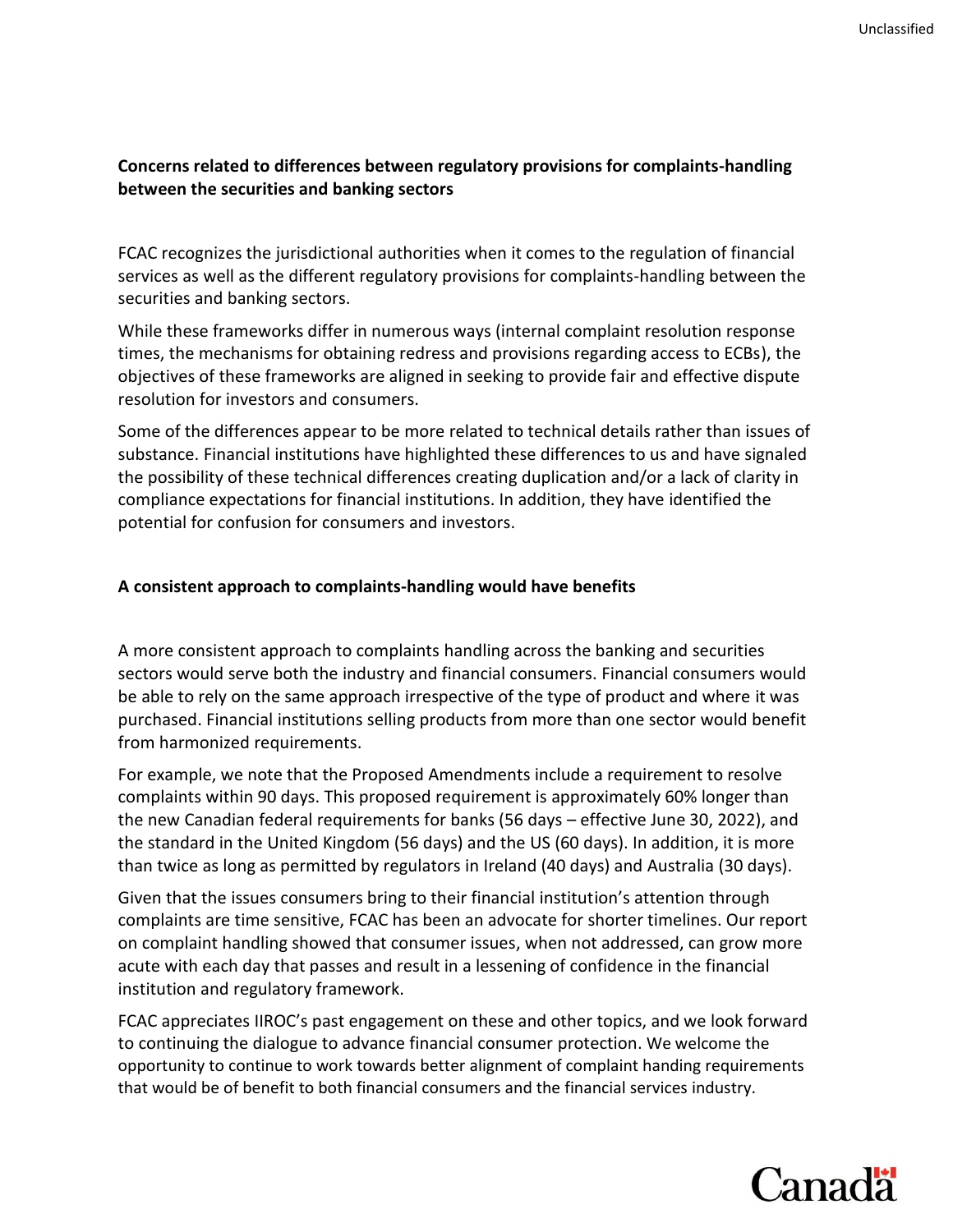**Concerns related to differences between regulatory provisions for complaints-handling between the securities and banking sectors**

FCAC recognizes the jurisdictional authorities when it comes to the regulation of financial services as well as the different regulatory provisions for complaints-handling between the securities and banking sectors.

While these frameworks differ in numerous ways (internal complaint resolution response times, the mechanisms for obtaining redress and provisions regarding access to ECBs), the objectives of these frameworks are aligned in seeking to provide fair and effective dispute resolution for investors and consumers.

Some of the differences appear to be more related to technical details rather than issues of substance. Financial institutions have highlighted these differences to us and have signaled the possibility of these technical differences creating duplication and/or a lack of clarity in compliance expectations for financial institutions. In addition, they have identified the potential for confusion for consumers and investors.

**A consistent approach to complaints-handling would have benefits**

A more consistent approach to complaints handling across the banking and securities sectors would serve both the industry and financial consumers. Financial consumers would be able to rely on the same approach irrespective of the type of product and where it was purchased. Financial institutions selling products from more than one sector would benefit from harmonized requirements.

For example, we note that the Proposed Amendments include a requirement to resolve complaints within 90 days. This proposed requirement is approximately 60% longer than the new Canadian federal requirements for banks (56 days – effective June 30, 2022), and the standard in the United Kingdom (56 days) and the US (60 days). In addition, it is more than twice as long as permitted by regulators in Ireland (40 days) and Australia (30 days).

Given that the issues consumers bring to their financial institution's attention through complaints are time sensitive, FCAC has been an advocate for shorter timelines. Our report on complaint handling showed that consumer issues, when not addressed, can grow more acute with each day that passes and result in a lessening of confidence in the financial institution and regulatory framework.

FCAC appreciates IIROC's past engagement on these and other topics, and we look forward to continuing the dialogue to advance financial consumer protection. We welcome the opportunity to continue to work towards better alignment of complaint handing requirements that would be of benefit to both financial consumers and the financial services industry.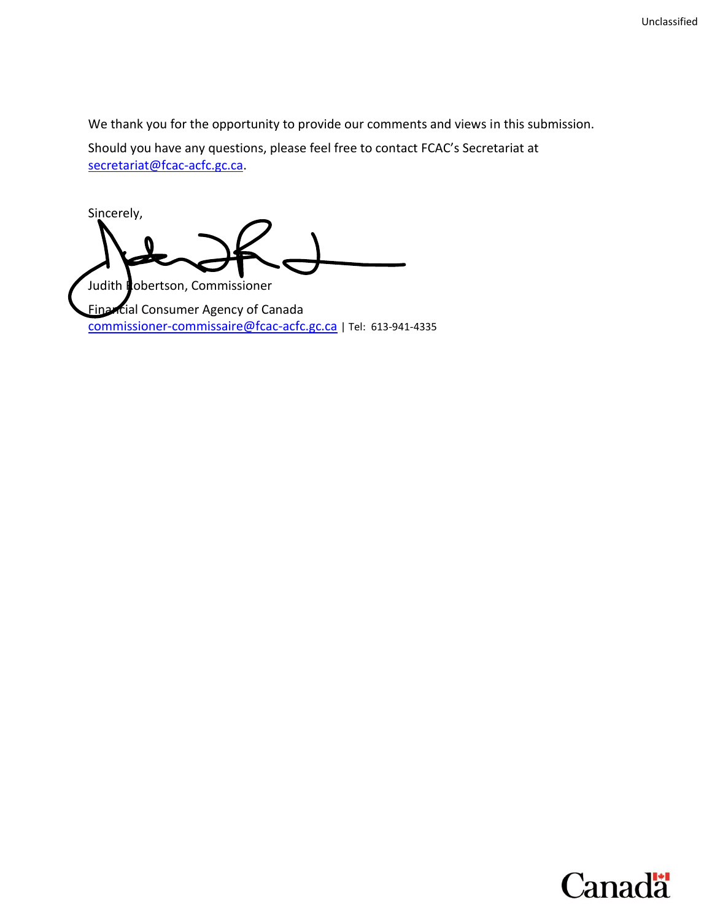We thank you for the opportunity to provide our comments and views in this submission.

Should you have any questions, please feel free to contact FCAC's Secretariat at secretariat@fcac-acfc.gc.ca.

Sincerely,

Judith Robertson, Commissioner

Financial Consumer Agency of Canada

commissioner-commissaire@fcac-acfc.gc.ca | Tel: 613-941-4335